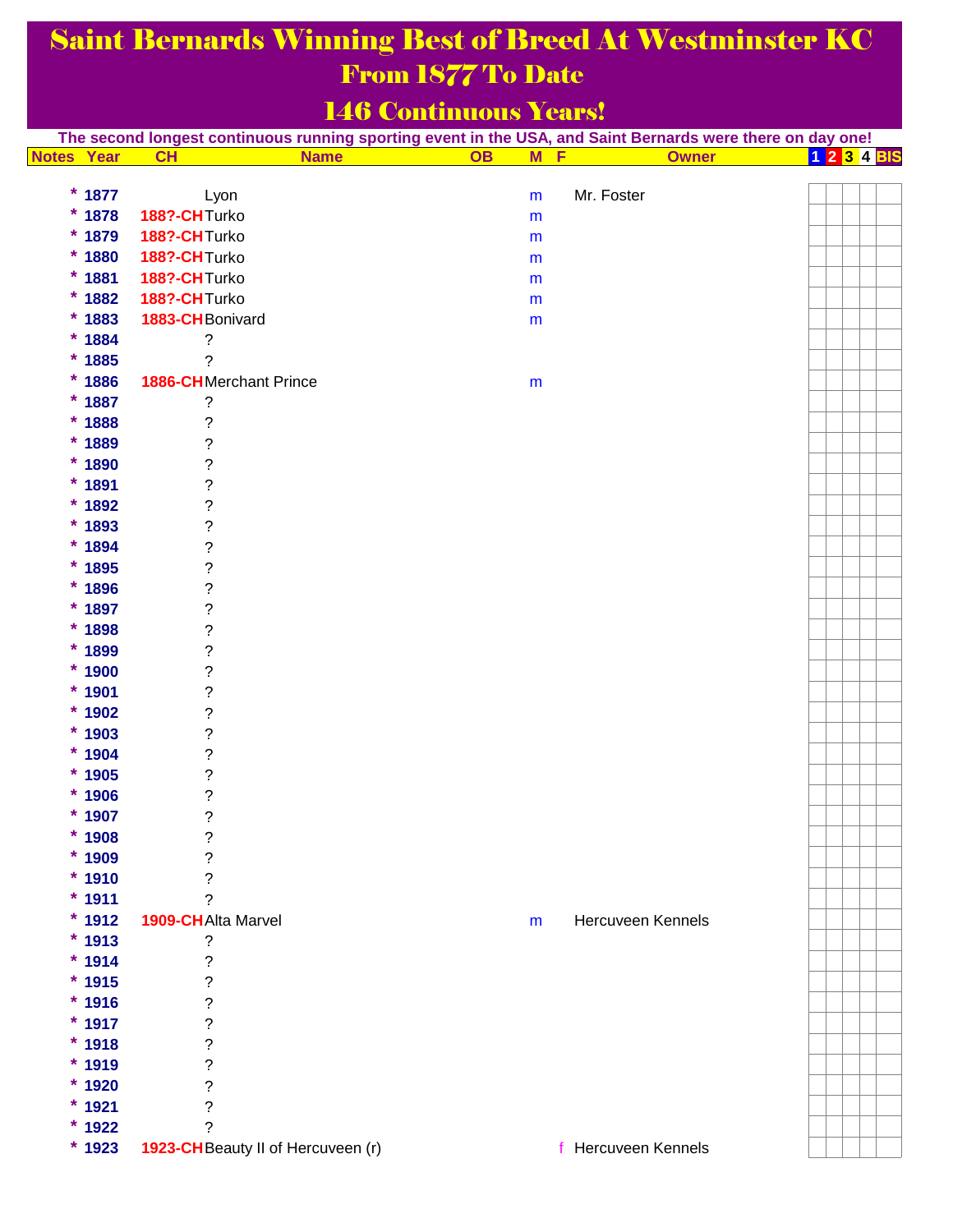# Saint Bernards Winning Best of Breed At Westminster KC

## From 1877 To Date

## 146 Continuous Years!

**The second longest continuous running sporting event in the USA, and Saint Bernards were there on day one!**

| Notes | Year | CH | Name | OB | M | F | Owner | 1 | 2 | 3 | 4 | BIS |
|---|---|---|---|---|---|---|---|---|---|---|---|---|
| * | 1877 | | Lyon | | m | | Mr. Foster | | | | | |
| * | 1878 | 188?-CH | Turko | | m | | | | | | | |
| * | 1879 | 188?-CH | Turko | | m | | | | | | | |
| * | 1880 | 188?-CH | Turko | | m | | | | | | | |
| * | 1881 | 188?-CH | Turko | | m | | | | | | | |
| * | 1882 | 188?-CH | Turko | | m | | | | | | | |
| * | 1883 | 1883-CH | Bonivard | | m | | | | | | | |
| * | 1884 | | ? | | | | | | | | | |
| * | 1885 | | ? | | | | | | | | | |
| * | 1886 | 1886-CH | Merchant Prince | | m | | | | | | | |
| * | 1887 | | ? | | | | | | | | | |
| * | 1888 | | ? | | | | | | | | | |
| * | 1889 | | ? | | | | | | | | | |
| * | 1890 | | ? | | | | | | | | | |
| * | 1891 | | ? | | | | | | | | | |
| * | 1892 | | ? | | | | | | | | | |
| * | 1893 | | ? | | | | | | | | | |
| * | 1894 | | ? | | | | | | | | | |
| * | 1895 | | ? | | | | | | | | | |
| * | 1896 | | ? | | | | | | | | | |
| * | 1897 | | ? | | | | | | | | | |
| * | 1898 | | ? | | | | | | | | | |
| * | 1899 | | ? | | | | | | | | | |
| * | 1900 | | ? | | | | | | | | | |
| * | 1901 | | ? | | | | | | | | | |
| * | 1902 | | ? | | | | | | | | | |
| * | 1903 | | ? | | | | | | | | | |
| * | 1904 | | ? | | | | | | | | | |
| * | 1905 | | ? | | | | | | | | | |
| * | 1906 | | ? | | | | | | | | | |
| * | 1907 | | ? | | | | | | | | | |
| * | 1908 | | ? | | | | | | | | | |
| * | 1909 | | ? | | | | | | | | | |
| * | 1910 | | ? | | | | | | | | | |
| * | 1911 | | ? | | | | | | | | | |
| * | 1912 | 1909-CH | Alta Marvel | | m | | Hercuveen Kennels | | | | | |
| * | 1913 | | ? | | | | | | | | | |
| * | 1914 | | ? | | | | | | | | | |
| * | 1915 | | ? | | | | | | | | | |
| * | 1916 | | ? | | | | | | | | | |
| * | 1917 | | ? | | | | | | | | | |
| * | 1918 | | ? | | | | | | | | | |
| * | 1919 | | ? | | | | | | | | | |
| * | 1920 | | ? | | | | | | | | | |
| * | 1921 | | ? | | | | | | | | | |
| * | 1922 | | ? | | | | | | | | | |
| * | 1923 | 1923-CH | Beauty II of Hercuveen (r) | | | f | Hercuveen Kennels | | | | | |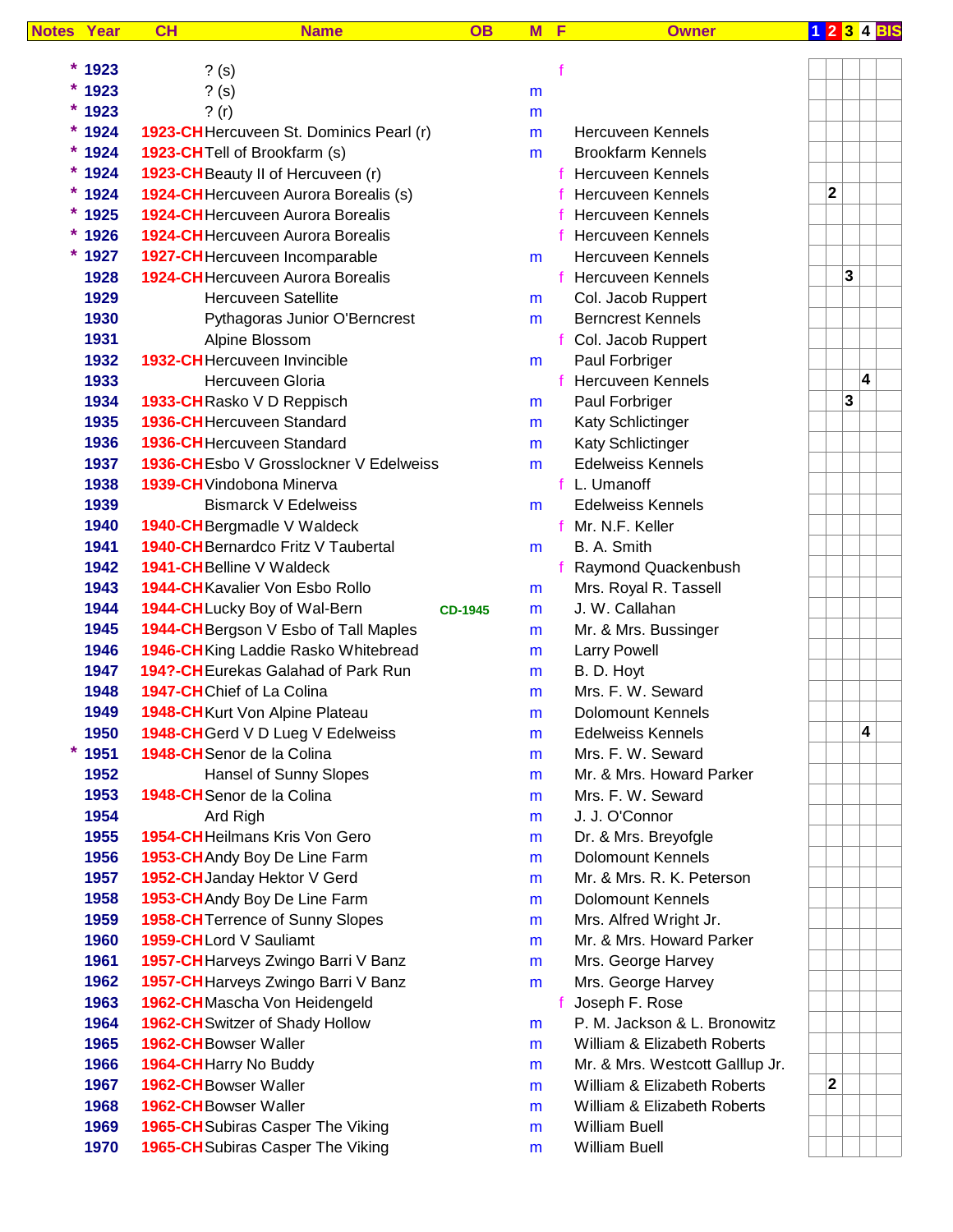| Notes | Year | CH | Name | OB | M | F | Owner | 1 | 2 | 3 | 4 | BIS |
|---|---|---|---|---|---|---|---|---|---|---|---|---|
| * | 1923 | | ? (s) | | | f | | | | | | |
| * | 1923 | | ? (s) | | m | | | | | | | |
| * | 1923 | | ? (r) | | m | | | | | | | |
| * | 1924 | 1923-CH | Hercuveen St. Dominics Pearl (r) | | m | | Hercuveen Kennels | | | | | |
| * | 1924 | 1923-CH | Tell of Brookfarm (s) | | m | | Brookfarm Kennels | | | | | |
| * | 1924 | 1923-CH | Beauty II of Hercuveen (r) | | | f | Hercuveen Kennels | | | | | |
| * | 1924 | 1924-CH | Hercuveen Aurora Borealis (s) | | | f | Hercuveen Kennels | | 2 | | | |
| * | 1925 | 1924-CH | Hercuveen Aurora Borealis | | | f | Hercuveen Kennels | | | | | |
| * | 1926 | 1924-CH | Hercuveen Aurora Borealis | | | f | Hercuveen Kennels | | | | | |
| * | 1927 | 1927-CH | Hercuveen Incomparable | | m | | Hercuveen Kennels | | | | | |
| | 1928 | 1924-CH | Hercuveen Aurora Borealis | | | f | Hercuveen Kennels | | | 3 | | |
| | 1929 | | Hercuveen Satellite | | m | | Col. Jacob Ruppert | | | | | |
| | 1930 | | Pythagoras Junior O'Berncrest | | m | | Berncrest Kennels | | | | | |
| | 1931 | | Alpine Blossom | | | f | Col. Jacob Ruppert | | | | | |
| | 1932 | 1932-CH | Hercuveen Invincible | | m | | Paul Forbriger | | | | | |
| | 1933 | | Hercuveen Gloria | | | f | Hercuveen Kennels | | | | 4 | |
| | 1934 | 1933-CH | Rasko V D Reppisch | | m | | Paul Forbriger | | | 3 | | |
| | 1935 | 1936-CH | Hercuveen Standard | | m | | Katy Schlictinger | | | | | |
| | 1936 | 1936-CH | Hercuveen Standard | | m | | Katy Schlictinger | | | | | |
| | 1937 | 1936-CH | Esbo V Grosslockner V Edelweiss | | m | | Edelweiss Kennels | | | | | |
| | 1938 | 1939-CH | Vindobona Minerva | | | f | L. Umanoff | | | | | |
| | 1939 | | Bismarck V Edelweiss | | m | | Edelweiss Kennels | | | | | |
| | 1940 | 1940-CH | Bergmadle V Waldeck | | | f | Mr. N.F. Keller | | | | | |
| | 1941 | 1940-CH | Bernardco Fritz V Taubertal | | m | | B. A. Smith | | | | | |
| | 1942 | 1941-CH | Belline V Waldeck | | | f | Raymond Quackenbush | | | | | |
| | 1943 | 1944-CH | Kavalier Von Esbo Rollo | | m | | Mrs. Royal R. Tassell | | | | | |
| | 1944 | 1944-CH | Lucky Boy of Wal-Bern | CD-1945 | m | | J. W. Callahan | | | | | |
| | 1945 | 1944-CH | Bergson V Esbo of Tall Maples | | m | | Mr. & Mrs. Bussinger | | | | | |
| | 1946 | 1946-CH | King Laddie Rasko Whitebread | | m | | Larry Powell | | | | | |
| | 1947 | 194?-CH | Eurekas Galahad of Park Run | | m | | B. D. Hoyt | | | | | |
| | 1948 | 1947-CH | Chief of La Colina | | m | | Mrs. F. W. Seward | | | | | |
| | 1949 | 1948-CH | Kurt Von Alpine Plateau | | m | | Dolomount Kennels | | | | | |
| | 1950 | 1948-CH | Gerd V D Lueg V Edelweiss | | m | | Edelweiss Kennels | | | | 4 | |
| * | 1951 | 1948-CH | Senor de la Colina | | m | | Mrs. F. W. Seward | | | | | |
| | 1952 | | Hansel of Sunny Slopes | | m | | Mr. & Mrs. Howard Parker | | | | | |
| | 1953 | 1948-CH | Senor de la Colina | | m | | Mrs. F. W. Seward | | | | | |
| | 1954 | | Ard Righ | | m | | J. J. O'Connor | | | | | |
| | 1955 | 1954-CH | Heilmans Kris Von Gero | | m | | Dr. & Mrs. Breyofgle | | | | | |
| | 1956 | 1953-CH | Andy Boy De Line Farm | | m | | Dolomount Kennels | | | | | |
| | 1957 | 1952-CH | Janday Hektor V Gerd | | m | | Mr. & Mrs. R. K. Peterson | | | | | |
| | 1958 | 1953-CH | Andy Boy De Line Farm | | m | | Dolomount Kennels | | | | | |
| | 1959 | 1958-CH | Terrence of Sunny Slopes | | m | | Mrs. Alfred Wright Jr. | | | | | |
| | 1960 | 1959-CH | Lord V Sauliamt | | m | | Mr. & Mrs. Howard Parker | | | | | |
| | 1961 | 1957-CH | Harveys Zwingo Barri V Banz | | m | | Mrs. George Harvey | | | | | |
| | 1962 | 1957-CH | Harveys Zwingo Barri V Banz | | m | | Mrs. George Harvey | | | | | |
| | 1963 | 1962-CH | Mascha Von Heidengeld | | | f | Joseph F. Rose | | | | | |
| | 1964 | 1962-CH | Switzer of Shady Hollow | | m | | P. M. Jackson & L. Bronowitz | | | | | |
| | 1965 | 1962-CH | Bowser Waller | | m | | William & Elizabeth Roberts | | | | | |
| | 1966 | 1964-CH | Harry No Buddy | | m | | Mr. & Mrs. Westcott Galllup Jr. | | | | | |
| | 1967 | 1962-CH | Bowser Waller | | m | | William & Elizabeth Roberts | | 2 | | | |
| | 1968 | 1962-CH | Bowser Waller | | m | | William & Elizabeth Roberts | | | | | |
| | 1969 | 1965-CH | Subiras Casper The Viking | | m | | William Buell | | | | | |
| | 1970 | 1965-CH | Subiras Casper The Viking | | m | | William Buell | | | | | |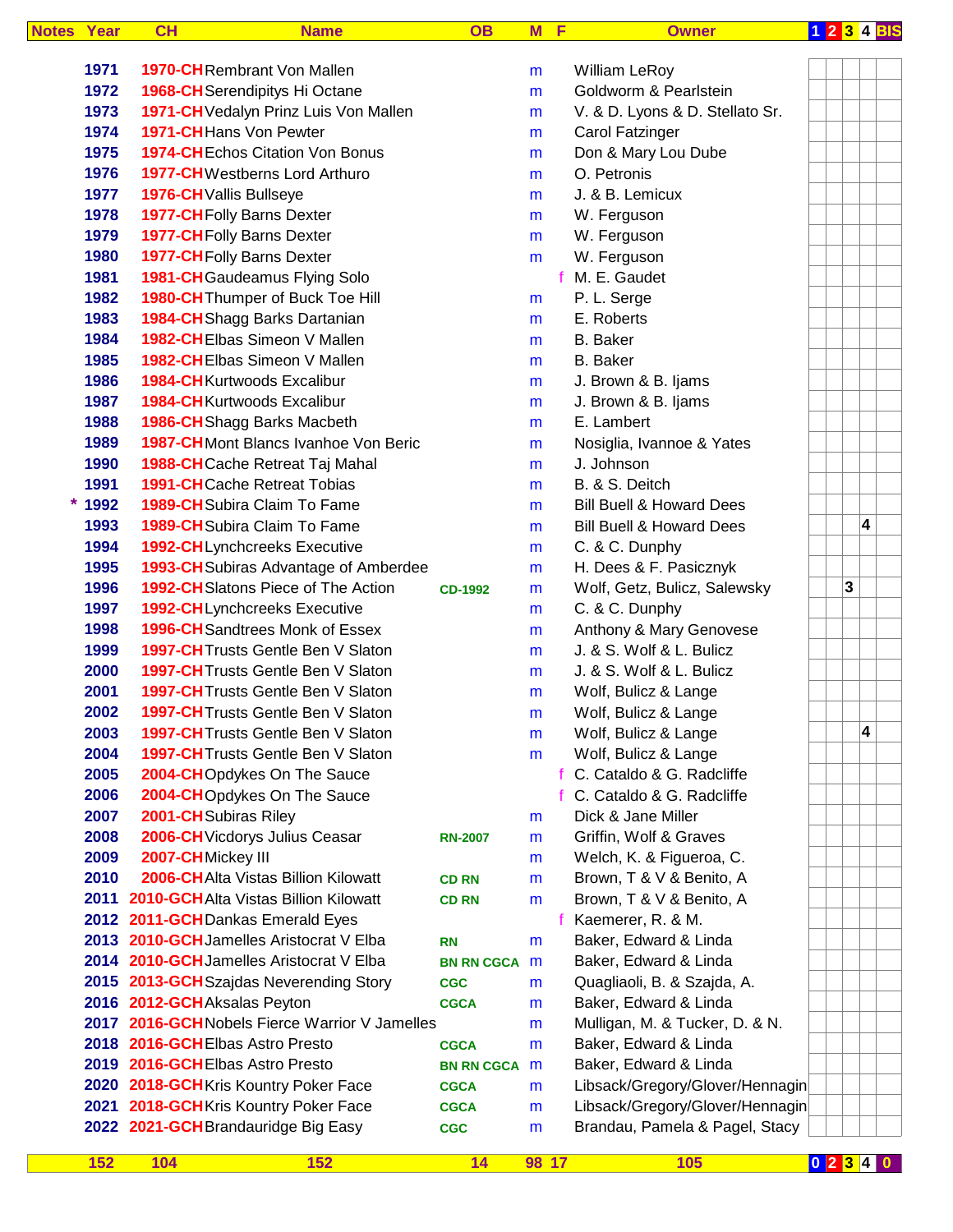| Notes | Year | CH | Name | OB | M | F | Owner | 1 | 2 | 3 | 4 | BIS |
|---|---|---|---|---|---|---|---|---|---|---|---|---|
| | 1971 | 1970-CH | Rembrant Von Mallen | | m | | William LeRoy | | | | | |
| | 1972 | 1968-CH | Serendipitys Hi Octane | | m | | Goldworm & Pearlstein | | | | | |
| | 1973 | 1971-CH | Vedalyn Prinz Luis Von Mallen | | m | | V. & D. Lyons & D. Stellato Sr. | | | | | |
| | 1974 | 1971-CH | Hans Von Pewter | | m | | Carol Fatzinger | | | | | |
| | 1975 | 1974-CH | Echos Citation Von Bonus | | m | | Don & Mary Lou Dube | | | | | |
| | 1976 | 1977-CH | Westberns Lord Arthuro | | m | | O. Petronis | | | | | |
| | 1977 | 1976-CH | Vallis Bullseye | | m | | J. & B. Lemicux | | | | | |
| | 1978 | 1977-CH | Folly Barns Dexter | | m | | W. Ferguson | | | | | |
| | 1979 | 1977-CH | Folly Barns Dexter | | m | | W. Ferguson | | | | | |
| | 1980 | 1977-CH | Folly Barns Dexter | | m | | W. Ferguson | | | | | |
| | 1981 | 1981-CH | Gaudeamus Flying Solo | | | f | M. E. Gaudet | | | | | |
| | 1982 | 1980-CH | Thumper of Buck Toe Hill | | m | | P. L. Serge | | | | | |
| | 1983 | 1984-CH | Shagg Barks Dartanian | | m | | E. Roberts | | | | | |
| | 1984 | 1982-CH | Elbas Simeon V Mallen | | m | | B. Baker | | | | | |
| | 1985 | 1982-CH | Elbas Simeon V Mallen | | m | | B. Baker | | | | | |
| | 1986 | 1984-CH | Kurtwoods Excalibur | | m | | J. Brown & B. Ijams | | | | | |
| | 1987 | 1984-CH | Kurtwoods Excalibur | | m | | J. Brown & B. Ijams | | | | | |
| | 1988 | 1986-CH | Shagg Barks Macbeth | | m | | E. Lambert | | | | | |
| | 1989 | 1987-CH | Mont Blancs Ivanhoe Von Beric | | m | | Nosiglia, Ivannoe & Yates | | | | | |
| | 1990 | 1988-CH | Cache Retreat Taj Mahal | | m | | J. Johnson | | | | | |
| | 1991 | 1991-CH | Cache Retreat Tobias | | m | | B. & S. Deitch | | | | | |
| * | 1992 | 1989-CH | Subira Claim To Fame | | m | | Bill Buell & Howard Dees | | | | | |
| | 1993 | 1989-CH | Subira Claim To Fame | | m | | Bill Buell & Howard Dees | | | | 4 | |
| | 1994 | 1992-CH | Lynchcreeks Executive | | m | | C. & C. Dunphy | | | | | |
| | 1995 | 1993-CH | Subiras Advantage of Amberdee | | m | | H. Dees & F. Pasicznyk | | | | | |
| | 1996 | 1992-CH | Slatons Piece of The Action | CD-1992 | m | | Wolf, Getz, Bulicz, Salewsky | | | 3 | | |
| | 1997 | 1992-CH | Lynchcreeks Executive | | m | | C. & C. Dunphy | | | | | |
| | 1998 | 1996-CH | Sandtrees Monk of Essex | | m | | Anthony & Mary Genovese | | | | | |
| | 1999 | 1997-CH | Trusts Gentle Ben V Slaton | | m | | J. & S. Wolf & L. Bulicz | | | | | |
| | 2000 | 1997-CH | Trusts Gentle Ben V Slaton | | m | | J. & S. Wolf & L. Bulicz | | | | | |
| | 2001 | 1997-CH | Trusts Gentle Ben V Slaton | | m | | Wolf, Bulicz & Lange | | | | | |
| | 2002 | 1997-CH | Trusts Gentle Ben V Slaton | | m | | Wolf, Bulicz & Lange | | | | | |
| | 2003 | 1997-CH | Trusts Gentle Ben V Slaton | | m | | Wolf, Bulicz & Lange | | | | 4 | |
| | 2004 | 1997-CH | Trusts Gentle Ben V Slaton | | m | | Wolf, Bulicz & Lange | | | | | |
| | 2005 | 2004-CH | Opdykes On The Sauce | | | f | C. Cataldo & G. Radcliffe | | | | | |
| | 2006 | 2004-CH | Opdykes On The Sauce | | | f | C. Cataldo & G. Radcliffe | | | | | |
| | 2007 | 2001-CH | Subiras Riley | | m | | Dick & Jane Miller | | | | | |
| | 2008 | 2006-CH | Vicdorys Julius Ceasar | RN-2007 | m | | Griffin, Wolf & Graves | | | | | |
| | 2009 | 2007-CH | Mickey III | | m | | Welch, K. & Figueroa, C. | | | | | |
| | 2010 | 2006-CH | Alta Vistas Billion Kilowatt | CD RN | m | | Brown, T & V & Benito, A | | | | | |
| | 2011 | 2010-GCH | Alta Vistas Billion Kilowatt | CD RN | m | | Brown, T & V & Benito, A | | | | | |
| | 2012 | 2011-GCH | Dankas Emerald Eyes | | | f | Kaemerer, R. & M. | | | | | |
| | 2013 | 2010-GCH | Jamelles Aristocrat V Elba | RN | m | | Baker, Edward & Linda | | | | | |
| | 2014 | 2010-GCH | Jamelles Aristocrat V Elba | BN RN CGCA | m | | Baker, Edward & Linda | | | | | |
| | 2015 | 2013-GCH | Szajdas Neverending Story | CGC | m | | Quagliaoli, B. & Szajda, A. | | | | | |
| | 2016 | 2012-GCH | Aksalas Peyton | CGCA | m | | Baker, Edward & Linda | | | | | |
| | 2017 | 2016-GCH | Nobels Fierce Warrior V Jamelles | | m | | Mulligan, M. & Tucker, D. & N. | | | | | |
| | 2018 | 2016-GCH | Elbas Astro Presto | CGCA | m | | Baker, Edward & Linda | | | | | |
| | 2019 | 2016-GCH | Elbas Astro Presto | BN RN CGCA | m | | Baker, Edward & Linda | | | | | |
| | 2020 | 2018-GCH | Kris Kountry Poker Face | CGCA | m | | Libsack/Gregory/Glover/Hennagin | | | | | |
| | 2021 | 2018-GCH | Kris Kountry Poker Face | CGCA | m | | Libsack/Gregory/Glover/Hennagin | | | | | |
| | 2022 | 2021-GCH | Brandauridge Big Easy | CGC | m | | Brandau, Pamela & Pagel, Stacy | | | | | |
| | 152 | 104 | 152 | 14 | 98 | 17 | 105 | 0 | 2 | 3 | 4 | 0 |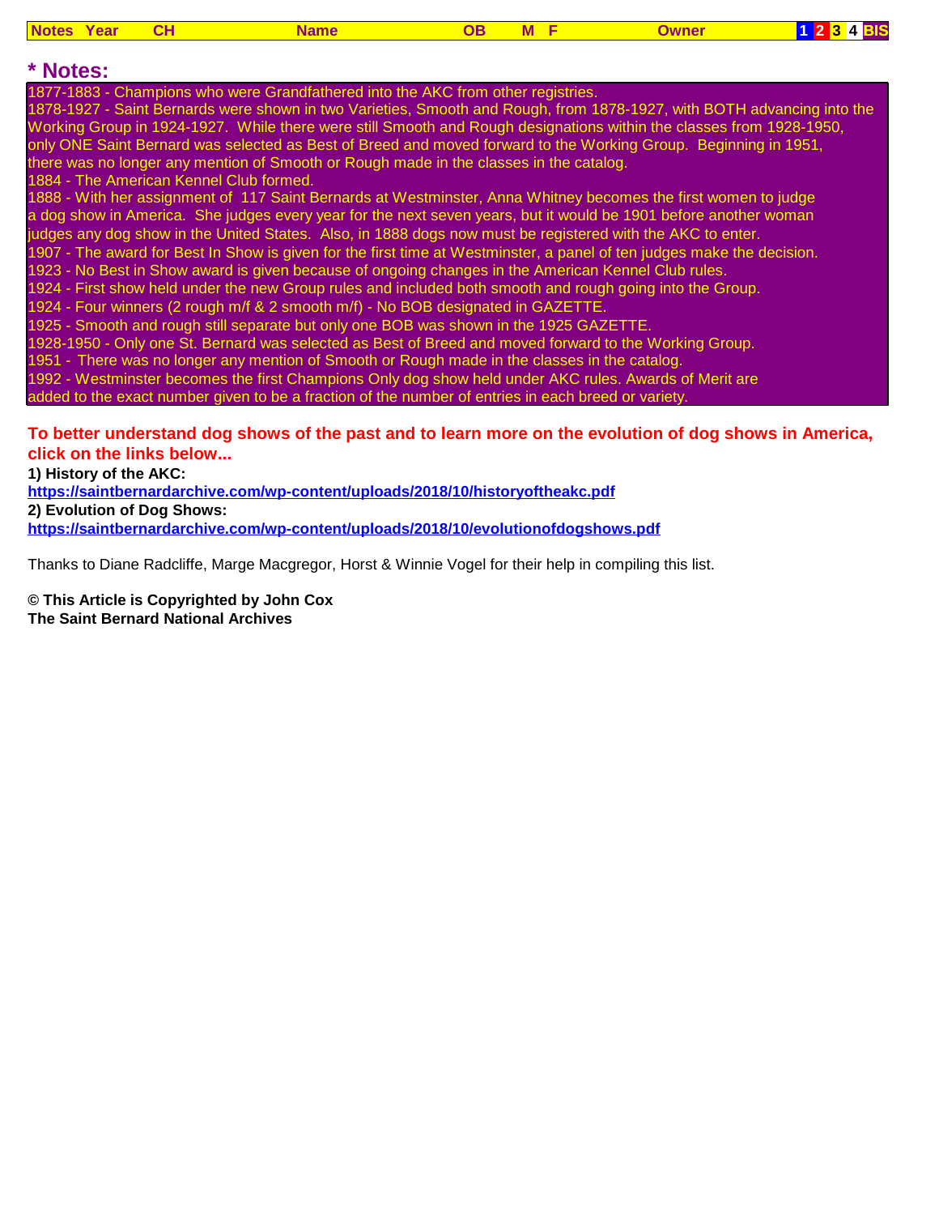| Notes | Year | CH | Name | OB | M | F | Owner | 1 | 2 | 3 | 4 | BIS |
|---|---|---|---|---|---|---|---|---|---|---|---|---|

## * Notes:

1877-1883 - Champions who were Grandfathered into the AKC from other registries.
1878-1927 - Saint Bernards were shown in two Varieties, Smooth and Rough, from 1878-1927, with BOTH advancing into the Working Group in 1924-1927. While there were still Smooth and Rough designations within the classes from 1928-1950, only ONE Saint Bernard was selected as Best of Breed and moved forward to the Working Group. Beginning in 1951, there was no longer any mention of Smooth or Rough made in the classes in the catalog.
1884 - The American Kennel Club formed.
1888 - With her assignment of 117 Saint Bernards at Westminster, Anna Whitney becomes the first women to judge a dog show in America. She judges every year for the next seven years, but it would be 1901 before another woman judges any dog show in the United States. Also, in 1888 dogs now must be registered with the AKC to enter.
1907 - The award for Best In Show is given for the first time at Westminster, a panel of ten judges make the decision.
1923 - No Best in Show award is given because of ongoing changes in the American Kennel Club rules.
1924 - First show held under the new Group rules and included both smooth and rough going into the Group.
1924 - Four winners (2 rough m/f & 2 smooth m/f) - No BOB designated in GAZETTE.
1925 - Smooth and rough still separate but only one BOB was shown in the 1925 GAZETTE.
1928-1950 - Only one St. Bernard was selected as Best of Breed and moved forward to the Working Group.
1951 - There was no longer any mention of Smooth or Rough made in the classes in the catalog.
1992 - Westminster becomes the first Champions Only dog show held under AKC rules. Awards of Merit are added to the exact number given to be a fraction of the number of entries in each breed or variety.

**To better understand dog shows of the past and to learn more on the evolution of dog shows in America, click on the links below...**

**1) History of the AKC:**
**https://saintbernardarchive.com/wp-content/uploads/2018/10/historyoftheakc.pdf**
**2) Evolution of Dog Shows:**
**https://saintbernardarchive.com/wp-content/uploads/2018/10/evolutionofdogshows.pdf**

Thanks to Diane Radcliffe, Marge Macgregor, Horst & Winnie Vogel for their help in compiling this list.

**© This Article is Copyrighted by John Cox**
**The Saint Bernard National Archives**